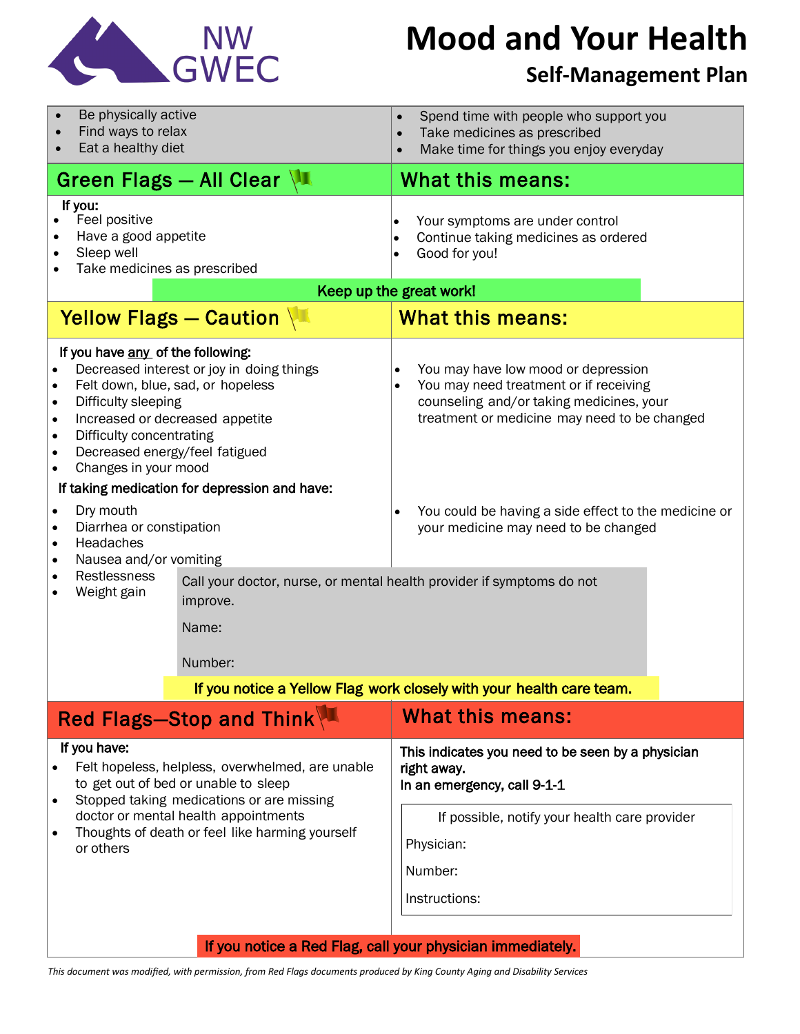NW GWEC

# Mood and Your Health

## Self-Management Plan

- Be physically active
- Find ways to relax
- Eat a healthy diet
- Spend time with people who support you
- Take medicines as prescribed
- Make time for things you enjoy everyday

| Green Flags — All Clear | What this means: |
|---|---|
| **If you:**<br>• Feel positive<br>• Have a good appetite<br>• Sleep well<br>• Take medicines as prescribed | • Your symptoms are under control<br>• Continue taking medicines as ordered<br>• Good for you! |

**Keep up the great work!**

| Yellow Flags — Caution | What this means: |
|---|---|
| **If you have <u>any</u> of the following:**<br>• Decreased interest or joy in doing things<br>• Felt down, blue, sad, or hopeless<br>• Difficulty sleeping<br>• Increased or decreased appetite<br>• Difficulty concentrating<br>• Decreased energy/feel fatigued<br>• Changes in your mood | • You may have low mood or depression<br>• You may need treatment or if receiving counseling and/or taking medicines, your treatment or medicine may need to be changed |
| **If taking medication for depression and have:**<br>• Dry mouth<br>• Diarrhea or constipation<br>• Headaches<br>• Nausea and/or vomiting<br>• Restlessness<br>• Weight gain | • You could be having a side effect to the medicine or your medicine may need to be changed |

Call your doctor, nurse, or mental health provider if symptoms do not improve.

Name:

Number:

**If you notice a Yellow Flag work closely with your health care team.**

| Red Flags—Stop and Think | What this means: |
|---|---|
| **If you have:**<br>• Felt hopeless, helpless, overwhelmed, are unable to get out of bed or unable to sleep<br>• Stopped taking medications or are missing doctor or mental health appointments<br>• Thoughts of death or feel like harming yourself or others | **This indicates you need to be seen by a physician right away.**<br>**In an emergency, call 9-1-1**<br><br>If possible, notify your health care provider<br>Physician:<br>Number:<br>Instructions: |

**If you notice a Red Flag, call your physician immediately.**

*This document was modified, with permission, from Red Flags documents produced by King County Aging and Disability Services*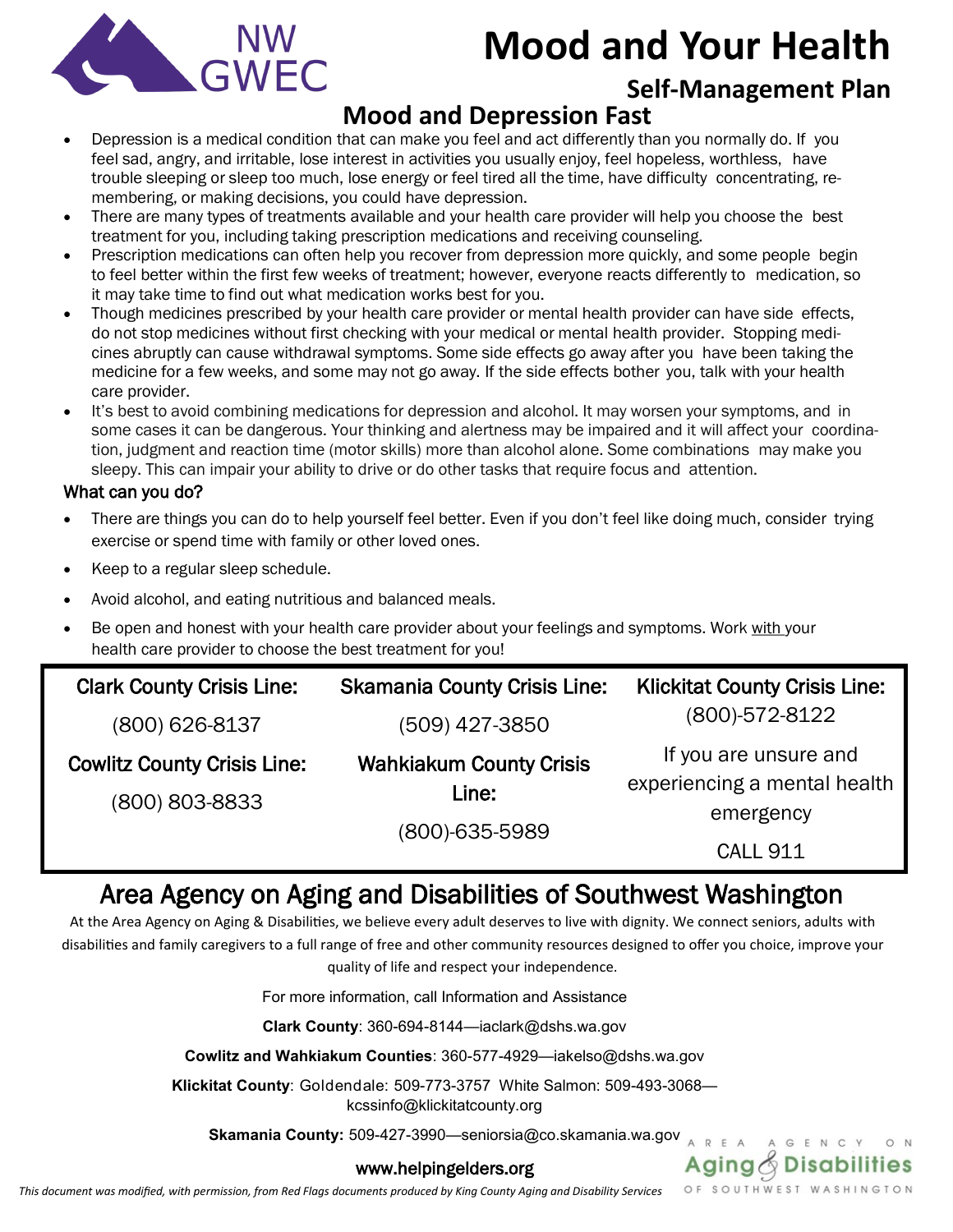NW GWEC

# Mood and Your Health

## Self-Management Plan

## Mood and Depression Fast

- Depression is a medical condition that can make you feel and act differently than you normally do. If you feel sad, angry, and irritable, lose interest in activities you usually enjoy, feel hopeless, worthless, have trouble sleeping or sleep too much, lose energy or feel tired all the time, have difficulty concentrating, re-membering, or making decisions, you could have depression.
- There are many types of treatments available and your health care provider will help you choose the best treatment for you, including taking prescription medications and receiving counseling.
- Prescription medications can often help you recover from depression more quickly, and some people begin to feel better within the first few weeks of treatment; however, everyone reacts differently to medication, so it may take time to find out what medication works best for you.
- Though medicines prescribed by your health care provider or mental health provider can have side effects, do not stop medicines without first checking with your medical or mental health provider. Stopping medi-cines abruptly can cause withdrawal symptoms. Some side effects go away after you have been taking the medicine for a few weeks, and some may not go away. If the side effects bother you, talk with your health care provider.
- It's best to avoid combining medications for depression and alcohol. It may worsen your symptoms, and in some cases it can be dangerous. Your thinking and alertness may be impaired and it will affect your coordina-tion, judgment and reaction time (motor skills) more than alcohol alone. Some combinations may make you sleepy. This can impair your ability to drive or do other tasks that require focus and attention.

### What can you do?

- There are things you can do to help yourself feel better. Even if you don't feel like doing much, consider trying exercise or spend time with family or other loved ones.
- Keep to a regular sleep schedule.
- Avoid alcohol, and eating nutritious and balanced meals.
- Be open and honest with your health care provider about your feelings and symptoms. Work with your health care provider to choose the best treatment for you!

| | | |
|---|---|---|
| Clark County Crisis Line: (800) 626-8137 | Skamania County Crisis Line: (509) 427-3850 | Klickitat County Crisis Line: (800)-572-8122 |
| Cowlitz County Crisis Line: (800) 803-8833 | Wahkiakum County Crisis Line: (800)-635-5989 | If you are unsure and experiencing a mental health emergency CALL 911 |

## Area Agency on Aging and Disabilities of Southwest Washington

At the Area Agency on Aging & Disabilities, we believe every adult deserves to live with dignity. We connect seniors, adults with disabilities and family caregivers to a full range of free and other community resources designed to offer you choice, improve your quality of life and respect your independence.

For more information, call Information and Assistance

**Clark County**: 360-694-8144—iaclark@dshs.wa.gov

**Cowlitz and Wahkiakum Counties**: 360-577-4929—iakelso@dshs.wa.gov

**Klickitat County**: Goldendale: 509-773-3757 White Salmon: 509-493-3068—kcssinfo@klickitatcounty.org

**Skamania County:** 509-427-3990—seniorsia@co.skamania.wa.gov

**www.helpingelders.org**

Area Agency on Aging & Disabilities of Southwest Washington

*This document was modified, with permission, from Red Flags documents produced by King County Aging and Disability Services*